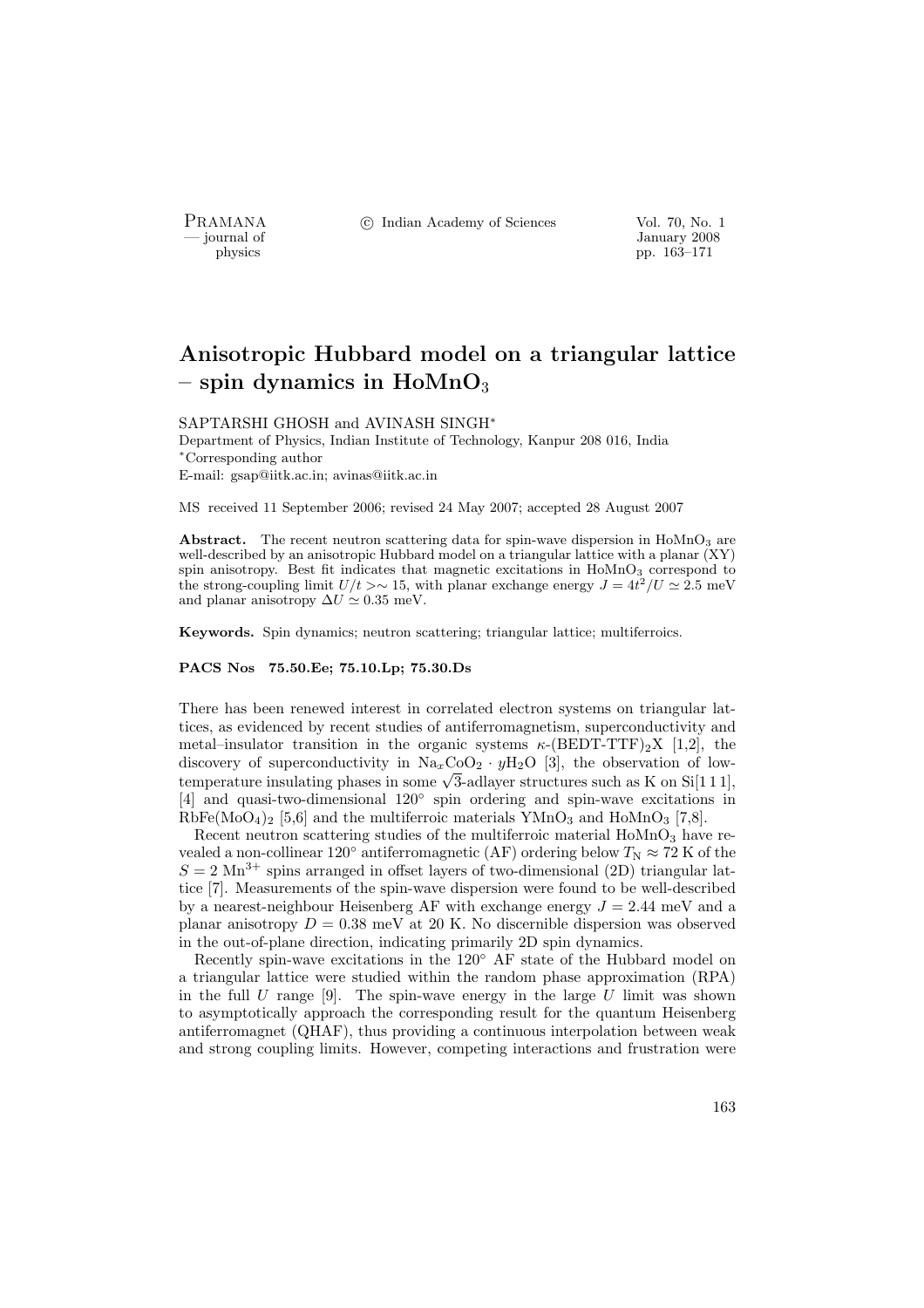# Anisotropic Hubbard model on a triangular lattice – spin dynamics in $HoMnO_3$

SAPTARSHI GHOSH and AVINASH SINGH*

Department of Physics, Indian Institute of Technology, Kanpur 208 016, India

*Corresponding author

E-mail: gsap@iitk.ac.in; avinas@iitk.ac.in

MS received 11 September 2006; revised 24 May 2007; accepted 28 August 2007

**Abstract.** The recent neutron scattering data for spin-wave dispersion in $HoMnO_3$ are well-described by an anisotropic Hubbard model on a triangular lattice with a planar (XY) spin anisotropy. Best fit indicates that magnetic excitations in $HoMnO_3$ correspond to the strong-coupling limit $U/t >\sim 15$, with planar exchange energy $J = 4t^2/U \simeq 2.5$ meV and planar anisotropy $\Delta U \simeq 0.35$ meV.

**Keywords.** Spin dynamics; neutron scattering; triangular lattice; multiferroics.

**PACS Nos 75.50.Ee; 75.10.Lp; 75.30.Ds**

There has been renewed interest in correlated electron systems on triangular lattices, as evidenced by recent studies of antiferromagnetism, superconductivity and metal–insulator transition in the organic systems $\kappa$-$(BEDT\text{-}TTF)_2X$ [1,2], the discovery of superconductivity in $Na_xCoO_2 \cdot yH_2O$ [3], the observation of low-temperature insulating phases in some $\sqrt{3}$-adlayer structures such as K on Si[1 1 1], [4] and quasi-two-dimensional 120° spin ordering and spin-wave excitations in $RbFe(MoO_4)_2$ [5,6] and the multiferroic materials $YMnO_3$ and $HoMnO_3$ [7,8].

Recent neutron scattering studies of the multiferroic material $HoMnO_3$ have revealed a non-collinear 120° antiferromagnetic (AF) ordering below $T_N \approx 72$ K of the $S = 2$ $Mn^{3+}$ spins arranged in offset layers of two-dimensional (2D) triangular lattice [7]. Measurements of the spin-wave dispersion were found to be well-described by a nearest-neighbour Heisenberg AF with exchange energy $J = 2.44$ meV and a planar anisotropy $D = 0.38$ meV at 20 K. No discernible dispersion was observed in the out-of-plane direction, indicating primarily 2D spin dynamics.

Recently spin-wave excitations in the 120° AF state of the Hubbard model on a triangular lattice were studied within the random phase approximation (RPA) in the full $U$ range [9]. The spin-wave energy in the large $U$ limit was shown to asymptotically approach the corresponding result for the quantum Heisenberg antiferromagnet (QHAF), thus providing a continuous interpolation between weak and strong coupling limits. However, competing interactions and frustration were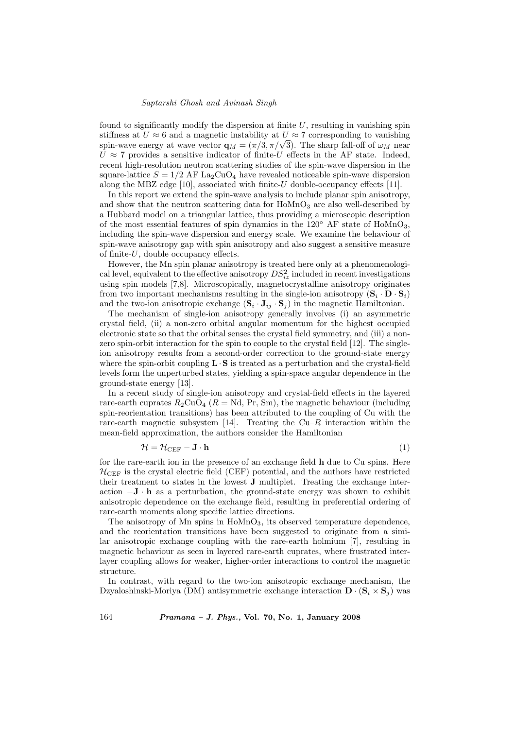found to significantly modify the dispersion at finite $U$, resulting in vanishing spin stiffness at $U \approx 6$ and a magnetic instability at $U \approx 7$ corresponding to vanishing spin-wave energy at wave vector $\mathbf{q}_M = (\pi/3, \pi/\sqrt{3})$. The sharp fall-off of $\omega_M$ near $U \approx 7$ provides a sensitive indicator of finite-$U$ effects in the AF state. Indeed, recent high-resolution neutron scattering studies of the spin-wave dispersion in the square-lattice $S = 1/2$ AF $La_2CuO_4$ have revealed noticeable spin-wave dispersion along the MBZ edge [10], associated with finite-$U$ double-occupancy effects [11].

In this report we extend the spin-wave analysis to include planar spin anisotropy, and show that the neutron scattering data for $HoMnO_3$ are also well-described by a Hubbard model on a triangular lattice, thus providing a microscopic description of the most essential features of spin dynamics in the 120° AF state of $HoMnO_3$, including the spin-wave dispersion and energy scale. We examine the behaviour of spin-wave anisotropy gap with spin anisotropy and also suggest a sensitive measure of finite-$U$, double occupancy effects.

However, the Mn spin planar anisotropy is treated here only at a phenomenological level, equivalent to the effective anisotropy $DS_{iz}^2$ included in recent investigations using spin models [7,8]. Microscopically, magnetocrystalline anisotropy originates from two important mechanisms resulting in the single-ion anisotropy ($\mathbf{S}_i \cdot \mathbf{D} \cdot \mathbf{S}_i$) and the two-ion anisotropic exchange ($\mathbf{S}_i \cdot \mathbf{J}_{ij} \cdot \mathbf{S}_j$) in the magnetic Hamiltonian.

The mechanism of single-ion anisotropy generally involves (i) an asymmetric crystal field, (ii) a non-zero orbital angular momentum for the highest occupied electronic state so that the orbital senses the crystal field symmetry, and (iii) a non-zero spin-orbit interaction for the spin to couple to the crystal field [12]. The single-ion anisotropy results from a second-order correction to the ground-state energy where the spin-orbit coupling $\mathbf{L} \cdot \mathbf{S}$ is treated as a perturbation and the crystal-field levels form the unperturbed states, yielding a spin-space angular dependence in the ground-state energy [13].

In a recent study of single-ion anisotropy and crystal-field effects in the layered rare-earth cuprates $R_2CuO_4$ ($R$ = Nd, Pr, Sm), the magnetic behaviour (including spin-reorientation transitions) has been attributed to the coupling of Cu with the rare-earth magnetic subsystem [14]. Treating the Cu–$R$ interaction within the mean-field approximation, the authors consider the Hamiltonian

$$\mathcal{H} = \mathcal{H}_{\rm CEF} - \mathbf{J} \cdot \mathbf{h} \tag{1}$$

for the rare-earth ion in the presence of an exchange field $\mathbf{h}$ due to Cu spins. Here $\mathcal{H}_{\rm CEF}$ is the crystal electric field (CEF) potential, and the authors have restricted their treatment to states in the lowest $\mathbf{J}$ multiplet. Treating the exchange interaction $-\mathbf{J} \cdot \mathbf{h}$ as a perturbation, the ground-state energy was shown to exhibit anisotropic dependence on the exchange field, resulting in preferential ordering of rare-earth moments along specific lattice directions.

The anisotropy of Mn spins in $HoMnO_3$, its observed temperature dependence, and the reorientation transitions have been suggested to originate from a similar anisotropic exchange coupling with the rare-earth holmium [7], resulting in magnetic behaviour as seen in layered rare-earth cuprates, where frustrated interlayer coupling allows for weaker, higher-order interactions to control the magnetic structure.

In contrast, with regard to the two-ion anisotropic exchange mechanism, the Dzyaloshinski-Moriya (DM) antisymmetric exchange interaction $\mathbf{D} \cdot (\mathbf{S}_i \times \mathbf{S}_j)$ was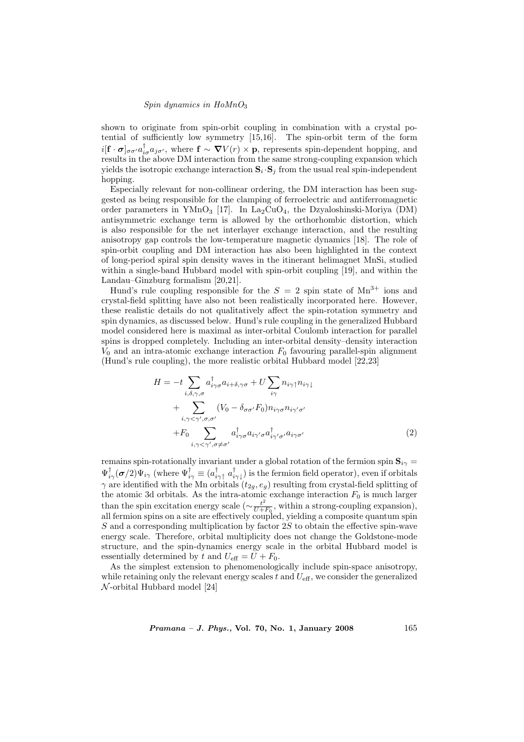shown to originate from spin-orbit coupling in combination with a crystal potential of sufficiently low symmetry [15,16]. The spin-orbit term of the form $i[\mathbf{f}\cdot\boldsymbol{\sigma}]_{\sigma\sigma'}a^\dagger_{i\sigma}a_{j\sigma'}$, where $\mathbf{f}\sim\boldsymbol{\nabla}V(r)\times\mathbf{p}$, represents spin-dependent hopping, and results in the above DM interaction from the same strong-coupling expansion which yields the isotropic exchange interaction $\mathbf{S}_i\cdot\mathbf{S}_j$ from the usual real spin-independent hopping.

Especially relevant for non-collinear ordering, the DM interaction has been suggested as being responsible for the clamping of ferroelectric and antiferromagnetic order parameters in $YMnO_3$ [17]. In $La_2CuO_4$, the Dzyaloshinski-Moriya (DM) antisymmetric exchange term is allowed by the orthorhombic distortion, which is also responsible for the net interlayer exchange interaction, and the resulting anisotropy gap controls the low-temperature magnetic dynamics [18]. The role of spin-orbit coupling and DM interaction has also been highlighted in the context of long-period spiral spin density waves in the itinerant helimagnet MnSi, studied within a single-band Hubbard model with spin-orbit coupling [19], and within the Landau–Ginzburg formalism [20,21].

Hund's rule coupling responsible for the $S=2$ spin state of $Mn^{3+}$ ions and crystal-field splitting have also not been realistically incorporated here. However, these realistic details do not qualitatively affect the spin-rotation symmetry and spin dynamics, as discussed below. Hund's rule coupling in the generalized Hubbard model considered here is maximal as inter-orbital Coulomb interaction for parallel spins is dropped completely. Including an inter-orbital density–density interaction $V_0$ and an intra-atomic exchange interaction $F_0$ favouring parallel-spin alignment (Hund's rule coupling), the more realistic orbital Hubbard model [22,23]

$$
\begin{aligned}
H = & -t\sum_{i,\delta,\gamma,\sigma} a^\dagger_{i\gamma\sigma}a_{i+\delta,\gamma\sigma} + U\sum_{i\gamma} n_{i\gamma\uparrow}n_{i\gamma\downarrow} \\
& + \sum_{i,\gamma<\gamma',\sigma,\sigma'} (V_0-\delta_{\sigma\sigma'}F_0)n_{i\gamma\sigma}n_{i\gamma'\sigma'} \\
& + F_0 \sum_{i,\gamma<\gamma',\sigma\neq\sigma'} a^\dagger_{i\gamma\sigma}a_{i\gamma'\sigma}a^\dagger_{i\gamma'\sigma'}a_{i\gamma\sigma'}
\end{aligned}
\qquad (2)
$$

remains spin-rotationally invariant under a global rotation of the fermion spin $\mathbf{S}_{i\gamma}=\Psi^\dagger_{i\gamma}(\boldsymbol{\sigma}/2)\Psi_{i\gamma}$ (where $\Psi^\dagger_{i\gamma}\equiv(a^\dagger_{i\gamma\uparrow}\ a^\dagger_{i\gamma\downarrow})$ is the fermion field operator), even if orbitals $\gamma$ are identified with the Mn orbitals ($t_{2g},e_g$) resulting from crystal-field splitting of the atomic 3d orbitals. As the intra-atomic exchange interaction $F_0$ is much larger than the spin excitation energy scale ($\sim\frac{t^2}{U+F_0}$, within a strong-coupling expansion), all fermion spins on a site are effectively coupled, yielding a composite quantum spin $S$ and a corresponding multiplication by factor $2S$ to obtain the effective spin-wave energy scale. Therefore, orbital multiplicity does not change the Goldstone-mode structure, and the spin-dynamics energy scale in the orbital Hubbard model is essentially determined by $t$ and $U_{\rm eff}=U+F_0$.

As the simplest extension to phenomenologically include spin-space anisotropy, while retaining only the relevant energy scales $t$ and $U_{\rm eff}$, we consider the generalized $\mathcal{N}$-orbital Hubbard model [24]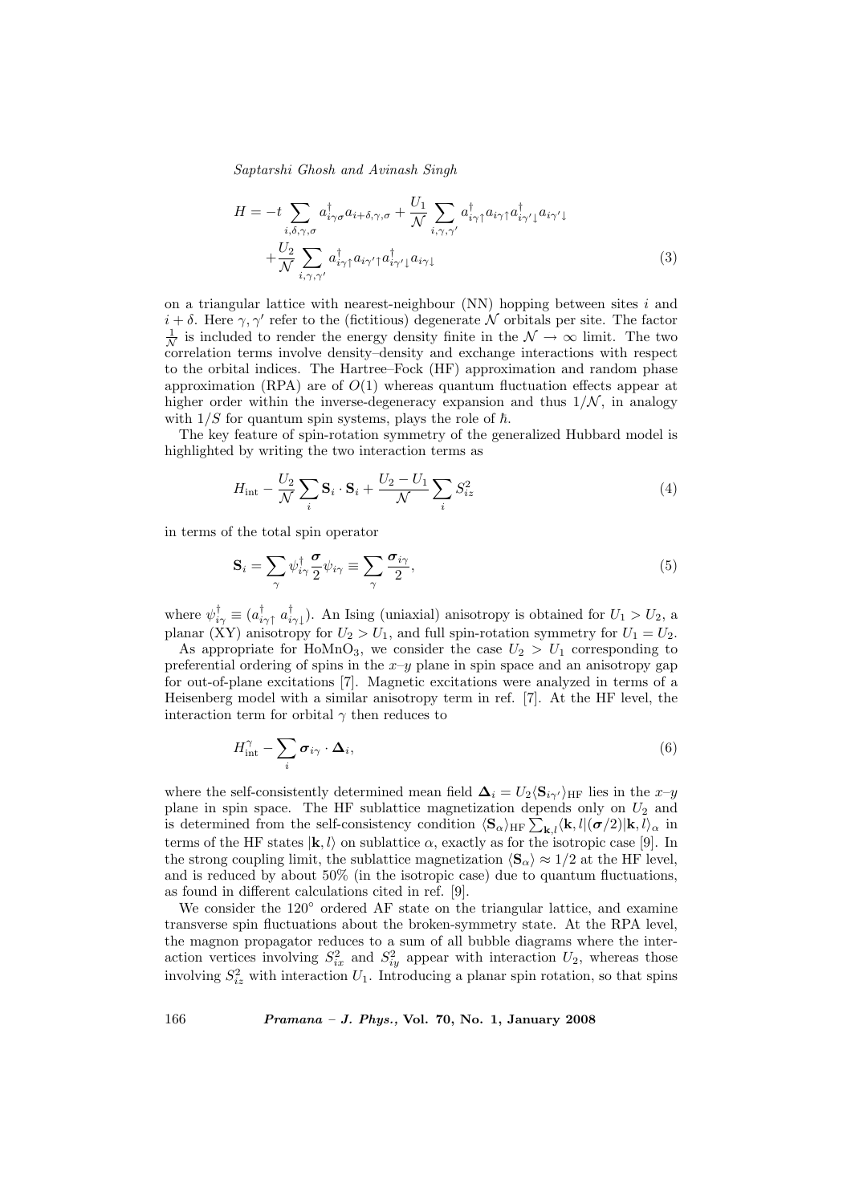$$H = -t \sum_{i,\delta,\gamma,\sigma} a^{\dagger}_{i\gamma\sigma} a_{i+\delta,\gamma,\sigma} + \frac{U_1}{\mathcal{N}} \sum_{i,\gamma,\gamma'} a^{\dagger}_{i\gamma\uparrow} a_{i\gamma\uparrow} a^{\dagger}_{i\gamma'\downarrow} a_{i\gamma'\downarrow}$$
$$+ \frac{U_2}{\mathcal{N}} \sum_{i,\gamma,\gamma'} a^{\dagger}_{i\gamma\uparrow} a_{i\gamma'\uparrow} a^{\dagger}_{i\gamma'\downarrow} a_{i\gamma\downarrow} \tag{3}$$

on a triangular lattice with nearest-neighbour (NN) hopping between sites $i$ and $i+\delta$. Here $\gamma, \gamma'$ refer to the (fictitious) degenerate $\mathcal{N}$ orbitals per site. The factor $\frac{1}{\mathcal{N}}$ is included to render the energy density finite in the $\mathcal{N} \to \infty$ limit. The two correlation terms involve density–density and exchange interactions with respect to the orbital indices. The Hartree–Fock (HF) approximation and random phase approximation (RPA) are of $O(1)$ whereas quantum fluctuation effects appear at higher order within the inverse-degeneracy expansion and thus $1/\mathcal{N}$, in analogy with $1/S$ for quantum spin systems, plays the role of $\hbar$.

The key feature of spin-rotation symmetry of the generalized Hubbard model is highlighted by writing the two interaction terms as

$$H_{\rm int} - \frac{U_2}{\mathcal{N}} \sum_i \mathbf{S}_i \cdot \mathbf{S}_i + \frac{U_2 - U_1}{\mathcal{N}} \sum_i S^2_{iz} \tag{4}$$

in terms of the total spin operator

$$\mathbf{S}_i = \sum_\gamma \psi^{\dagger}_{i\gamma} \frac{\boldsymbol{\sigma}}{2} \psi_{i\gamma} \equiv \sum_\gamma \frac{\boldsymbol{\sigma}_{i\gamma}}{2}, \tag{5}$$

where $\psi^{\dagger}_{i\gamma} \equiv (a^{\dagger}_{i\gamma\uparrow}\ a^{\dagger}_{i\gamma\downarrow})$. An Ising (uniaxial) anisotropy is obtained for $U_1 > U_2$, a planar (XY) anisotropy for $U_2 > U_1$, and full spin-rotation symmetry for $U_1 = U_2$.

As appropriate for $HoMnO_3$, we consider the case $U_2 > U_1$ corresponding to preferential ordering of spins in the $x$–$y$ plane in spin space and an anisotropy gap for out-of-plane excitations [7]. Magnetic excitations were analyzed in terms of a Heisenberg model with a similar anisotropy term in ref. [7]. At the HF level, the interaction term for orbital $\gamma$ then reduces to

$$H^{\gamma}_{\rm int} - \sum_i \boldsymbol{\sigma}_{i\gamma} \cdot \boldsymbol{\Delta}_i, \tag{6}$$

where the self-consistently determined mean field $\boldsymbol{\Delta}_i = U_2 \langle \mathbf{S}_{i\gamma'} \rangle_{\rm HF}$ lies in the $x$–$y$ plane in spin space. The HF sublattice magnetization depends only on $U_2$ and is determined from the self-consistency condition $\langle \mathbf{S}_\alpha \rangle_{\rm HF} \sum_{\mathbf{k},l} \langle \mathbf{k}, l | (\boldsymbol{\sigma}/2) | \mathbf{k}, l \rangle_\alpha$ in terms of the HF states $|\mathbf{k}, l\rangle$ on sublattice $\alpha$, exactly as for the isotropic case [9]. In the strong coupling limit, the sublattice magnetization $\langle \mathbf{S}_\alpha \rangle \approx 1/2$ at the HF level, and is reduced by about 50% (in the isotropic case) due to quantum fluctuations, as found in different calculations cited in ref. [9].

We consider the 120° ordered AF state on the triangular lattice, and examine transverse spin fluctuations about the broken-symmetry state. At the RPA level, the magnon propagator reduces to a sum of all bubble diagrams where the interaction vertices involving $S^2_{ix}$ and $S^2_{iy}$ appear with interaction $U_2$, whereas those involving $S^2_{iz}$ with interaction $U_1$. Introducing a planar spin rotation, so that spins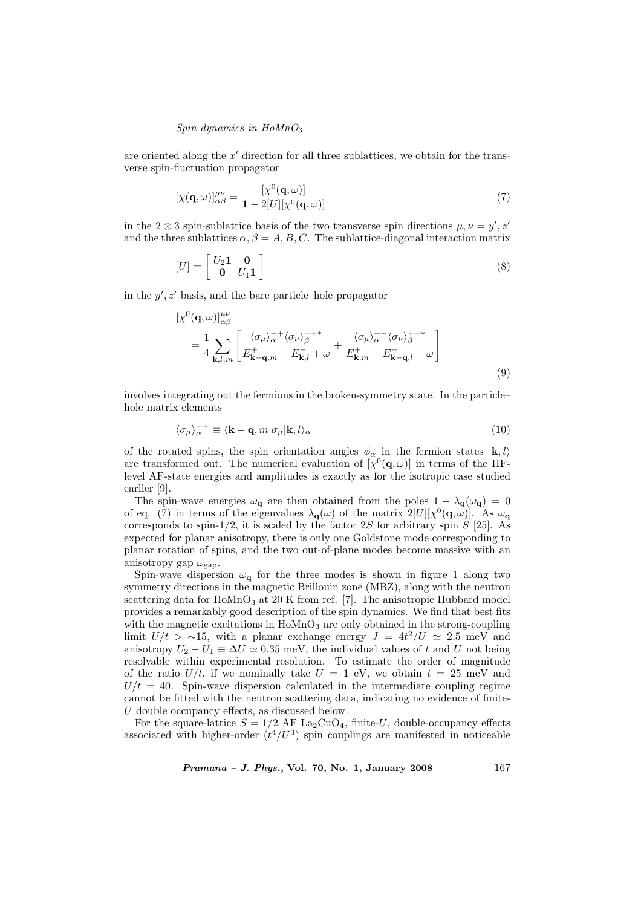are oriented along the $x'$ direction for all three sublattices, we obtain for the transverse spin-fluctuation propagator

$$[\chi(\mathbf{q},\omega)]^{\mu\nu}_{\alpha\beta} = \frac{[\chi^0(\mathbf{q},\omega)]}{\mathbf{1} - 2[U][\chi^0(\mathbf{q},\omega)]} \tag{7}$$

in the $2 \otimes 3$ spin-sublattice basis of the two transverse spin directions $\mu, \nu = y', z'$ and the three sublattices $\alpha, \beta = A, B, C$. The sublattice-diagonal interaction matrix

$$[U] = \begin{bmatrix} U_2 \mathbf{1} & \mathbf{0} \\ \mathbf{0} & U_1 \mathbf{1} \end{bmatrix} \tag{8}$$

in the $y', z'$ basis, and the bare particle–hole propagator

$$[\chi^0(\mathbf{q},\omega)]^{\mu\nu}_{\alpha\beta} = \frac{1}{4} \sum_{\mathbf{k},l,m} \left[ \frac{\langle \sigma_\mu \rangle_\alpha^{-+} \langle \sigma_\nu \rangle_\beta^{-+*}}{E^+_{\mathbf{k}-\mathbf{q},m} - E^-_{\mathbf{k},l} + \omega} + \frac{\langle \sigma_\mu \rangle_\alpha^{+-} \langle \sigma_\nu \rangle_\beta^{+-*}}{E^+_{\mathbf{k},m} - E^-_{\mathbf{k}-\mathbf{q},l} - \omega} \right] \tag{9}$$

involves integrating out the fermions in the broken-symmetry state. In the particle–hole matrix elements

$$\langle \sigma_\mu \rangle_\alpha^{-+} \equiv \langle \mathbf{k}-\mathbf{q}, m | \sigma_\mu | \mathbf{k}, l \rangle_\alpha \tag{10}$$

of the rotated spins, the spin orientation angles $\phi_\alpha$ in the fermion states $|\mathbf{k}, l\rangle$ are transformed out. The numerical evaluation of $[\chi^0(\mathbf{q},\omega)]$ in terms of the HF-level AF-state energies and amplitudes is exactly as for the isotropic case studied earlier [9].

The spin-wave energies $\omega_\mathbf{q}$ are then obtained from the poles $1 - \lambda_\mathbf{q}(\omega_\mathbf{q}) = 0$ of eq. (7) in terms of the eigenvalues $\lambda_\mathbf{q}(\omega)$ of the matrix $2[U][\chi^0(\mathbf{q},\omega)]$. As $\omega_\mathbf{q}$ corresponds to spin-1/2, it is scaled by the factor $2S$ for arbitrary spin $S$ [25]. As expected for planar anisotropy, there is only one Goldstone mode corresponding to planar rotation of spins, and the two out-of-plane modes become massive with an anisotropy gap $\omega_{\rm gap}$.

Spin-wave dispersion $\omega_\mathbf{q}$ for the three modes is shown in figure 1 along two symmetry directions in the magnetic Brillouin zone (MBZ), along with the neutron scattering data for $HoMnO_3$ at 20 K from ref. [7]. The anisotropic Hubbard model provides a remarkably good description of the spin dynamics. We find that best fits with the magnetic excitations in $HoMnO_3$ are only obtained in the strong-coupling limit $U/t > \sim 15$, with a planar exchange energy $J = 4t^2/U \simeq 2.5$ meV and anisotropy $U_2 - U_1 \equiv \Delta U \simeq 0.35$ meV, the individual values of $t$ and $U$ not being resolvable within experimental resolution. To estimate the order of magnitude of the ratio $U/t$, if we nominally take $U = 1$ eV, we obtain $t = 25$ meV and $U/t = 40$. Spin-wave dispersion calculated in the intermediate coupling regime cannot be fitted with the neutron scattering data, indicating no evidence of finite-$U$ double occupancy effects, as discussed below.

For the square-lattice $S = 1/2$ AF $La_2CuO_4$, finite-$U$, double-occupancy effects associated with higher-order ($t^4/U^3$) spin couplings are manifested in noticeable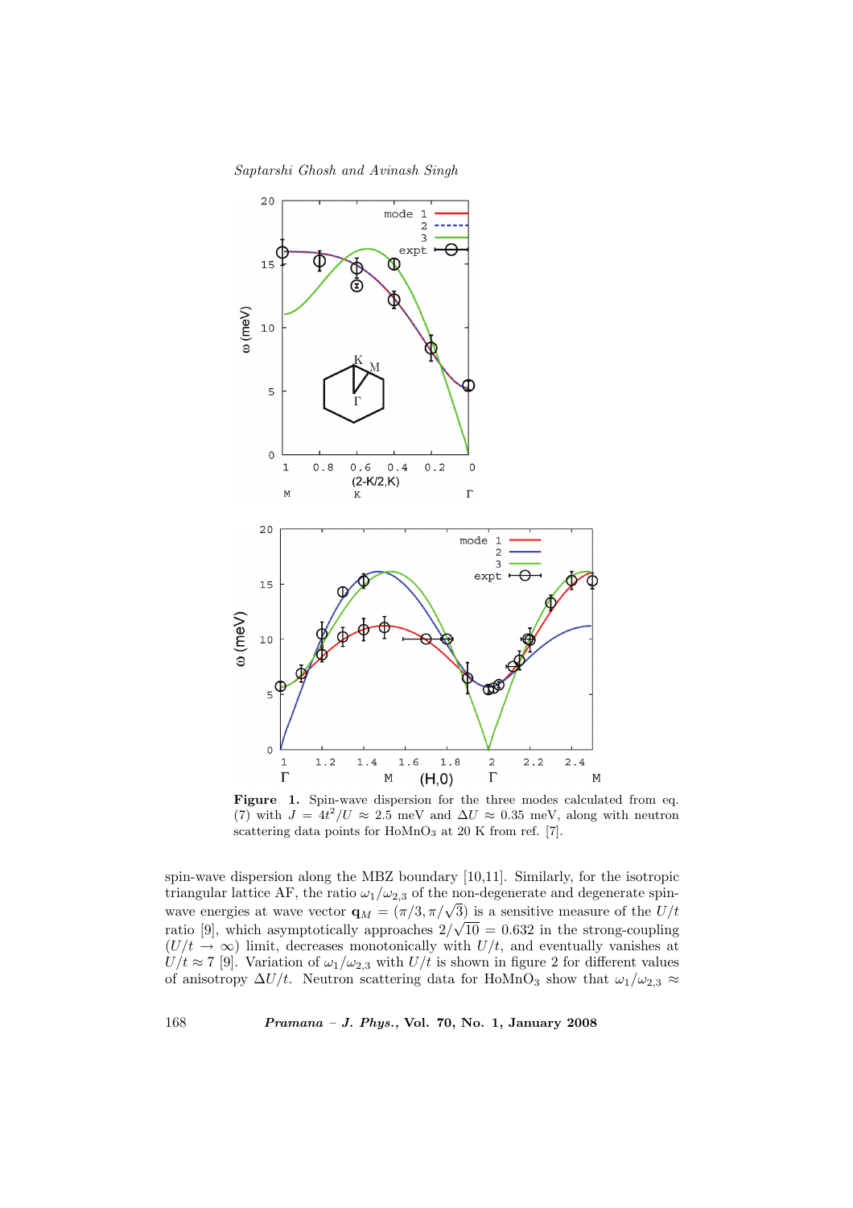**Figure 1.** Spin-wave dispersion for the three modes calculated from eq. (7) with $J = 4t^2/U \approx 2.5$ meV and $\Delta U \approx 0.35$ meV, along with neutron scattering data points for $HoMnO_3$ at 20 K from ref. [7].

spin-wave dispersion along the MBZ boundary [10,11]. Similarly, for the isotropic triangular lattice AF, the ratio $\omega_1/\omega_{2,3}$ of the non-degenerate and degenerate spin-wave energies at wave vector $\mathbf{q}_M = (\pi/3, \pi/\sqrt{3})$ is a sensitive measure of the $U/t$ ratio [9], which asymptotically approaches $2/\sqrt{10} = 0.632$ in the strong-coupling ($U/t \to \infty$) limit, decreases monotonically with $U/t$, and eventually vanishes at $U/t \approx 7$ [9]. Variation of $\omega_1/\omega_{2,3}$ with $U/t$ is shown in figure 2 for different values of anisotropy $\Delta U/t$. Neutron scattering data for $HoMnO_3$ show that $\omega_1/\omega_{2,3} \approx$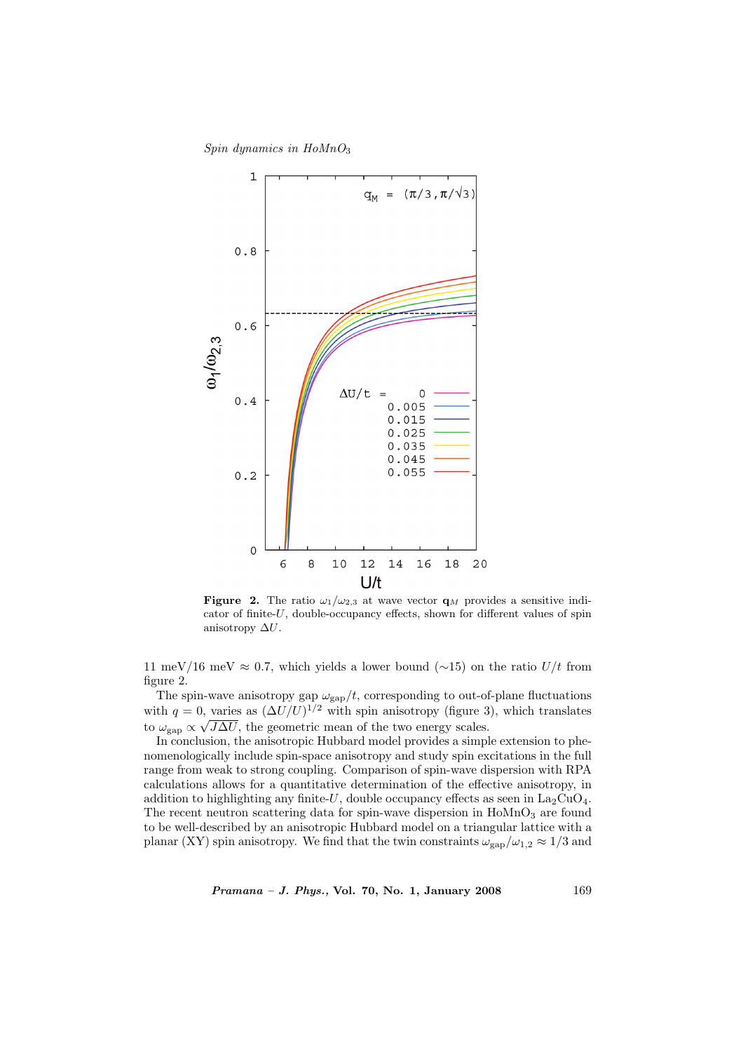**Figure 2.** The ratio $\omega_1/\omega_{2,3}$ at wave vector $\mathbf{q}_M$ provides a sensitive indicator of finite-$U$, double-occupancy effects, shown for different values of spin anisotropy $\Delta U$.

11 meV/16 meV $\approx$ 0.7, which yields a lower bound ($\sim$15) on the ratio $U/t$ from figure 2.

The spin-wave anisotropy gap $\omega_{\text{gap}}/t$, corresponding to out-of-plane fluctuations with $q = 0$, varies as $(\Delta U/U)^{1/2}$ with spin anisotropy (figure 3), which translates to $\omega_{\text{gap}} \propto \sqrt{J\Delta U}$, the geometric mean of the two energy scales.

In conclusion, the anisotropic Hubbard model provides a simple extension to phenomenologically include spin-space anisotropy and study spin excitations in the full range from weak to strong coupling. Comparison of spin-wave dispersion with RPA calculations allows for a quantitative determination of the effective anisotropy, in addition to highlighting any finite-$U$, double occupancy effects as seen in $La_2CuO_4$. The recent neutron scattering data for spin-wave dispersion in $HoMnO_3$ are found to be well-described by an anisotropic Hubbard model on a triangular lattice with a planar (XY) spin anisotropy. We find that the twin constraints $\omega_{\text{gap}}/\omega_{1,2} \approx 1/3$ and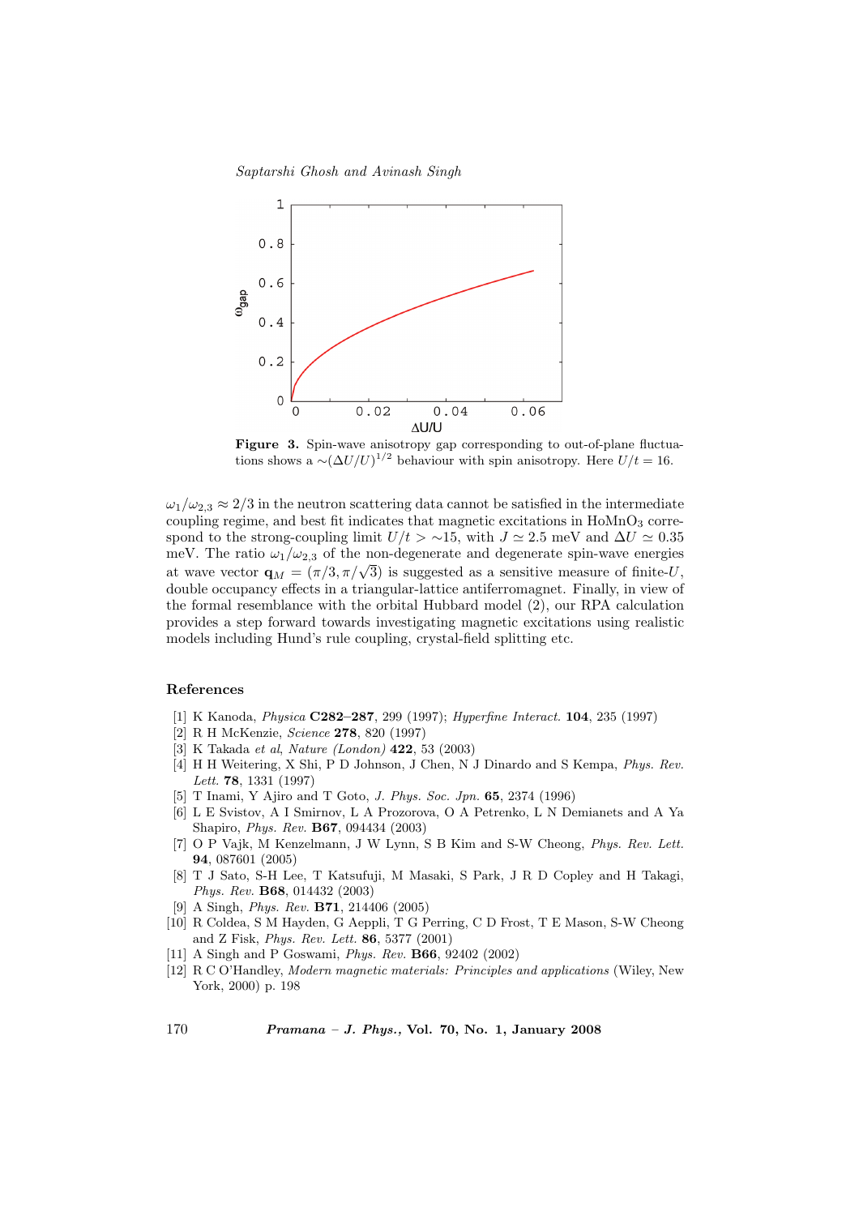**Figure 3.** Spin-wave anisotropy gap corresponding to out-of-plane fluctuations shows a $\sim(\Delta U/U)^{1/2}$ behaviour with spin anisotropy. Here $U/t = 16$.

$\omega_1/\omega_{2,3} \approx 2/3$ in the neutron scattering data cannot be satisfied in the intermediate coupling regime, and best fit indicates that magnetic excitations in $HoMnO_3$ correspond to the strong-coupling limit $U/t > \sim 15$, with $J \simeq 2.5$ meV and $\Delta U \simeq 0.35$ meV. The ratio $\omega_1/\omega_{2,3}$ of the non-degenerate and degenerate spin-wave energies at wave vector $\mathbf{q}_M = (\pi/3, \pi/\sqrt{3})$ is suggested as a sensitive measure of finite-$U$, double occupancy effects in a triangular-lattice antiferromagnet. Finally, in view of the formal resemblance with the orbital Hubbard model (2), our RPA calculation provides a step forward towards investigating magnetic excitations using realistic models including Hund's rule coupling, crystal-field splitting etc.

## References

[1] K Kanoda, *Physica* **C282–287**, 299 (1997); *Hyperfine Interact.* **104**, 235 (1997)

[2] R H McKenzie, *Science* **278**, 820 (1997)

[3] K Takada *et al*, *Nature (London)* **422**, 53 (2003)

[4] H H Weitering, X Shi, P D Johnson, J Chen, N J Dinardo and S Kempa, *Phys. Rev. Lett.* **78**, 1331 (1997)

[5] T Inami, Y Ajiro and T Goto, *J. Phys. Soc. Jpn.* **65**, 2374 (1996)

[6] L E Svistov, A I Smirnov, L A Prozorova, O A Petrenko, L N Demianets and A Ya Shapiro, *Phys. Rev.* **B67**, 094434 (2003)

[7] O P Vajk, M Kenzelmann, J W Lynn, S B Kim and S-W Cheong, *Phys. Rev. Lett.* **94**, 087601 (2005)

[8] T J Sato, S-H Lee, T Katsufuji, M Masaki, S Park, J R D Copley and H Takagi, *Phys. Rev.* **B68**, 014432 (2003)

[9] A Singh, *Phys. Rev.* **B71**, 214406 (2005)

[10] R Coldea, S M Hayden, G Aeppli, T G Perring, C D Frost, T E Mason, S-W Cheong and Z Fisk, *Phys. Rev. Lett.* **86**, 5377 (2001)

[11] A Singh and P Goswami, *Phys. Rev.* **B66**, 92402 (2002)

[12] R C O'Handley, *Modern magnetic materials: Principles and applications* (Wiley, New York, 2000) p. 198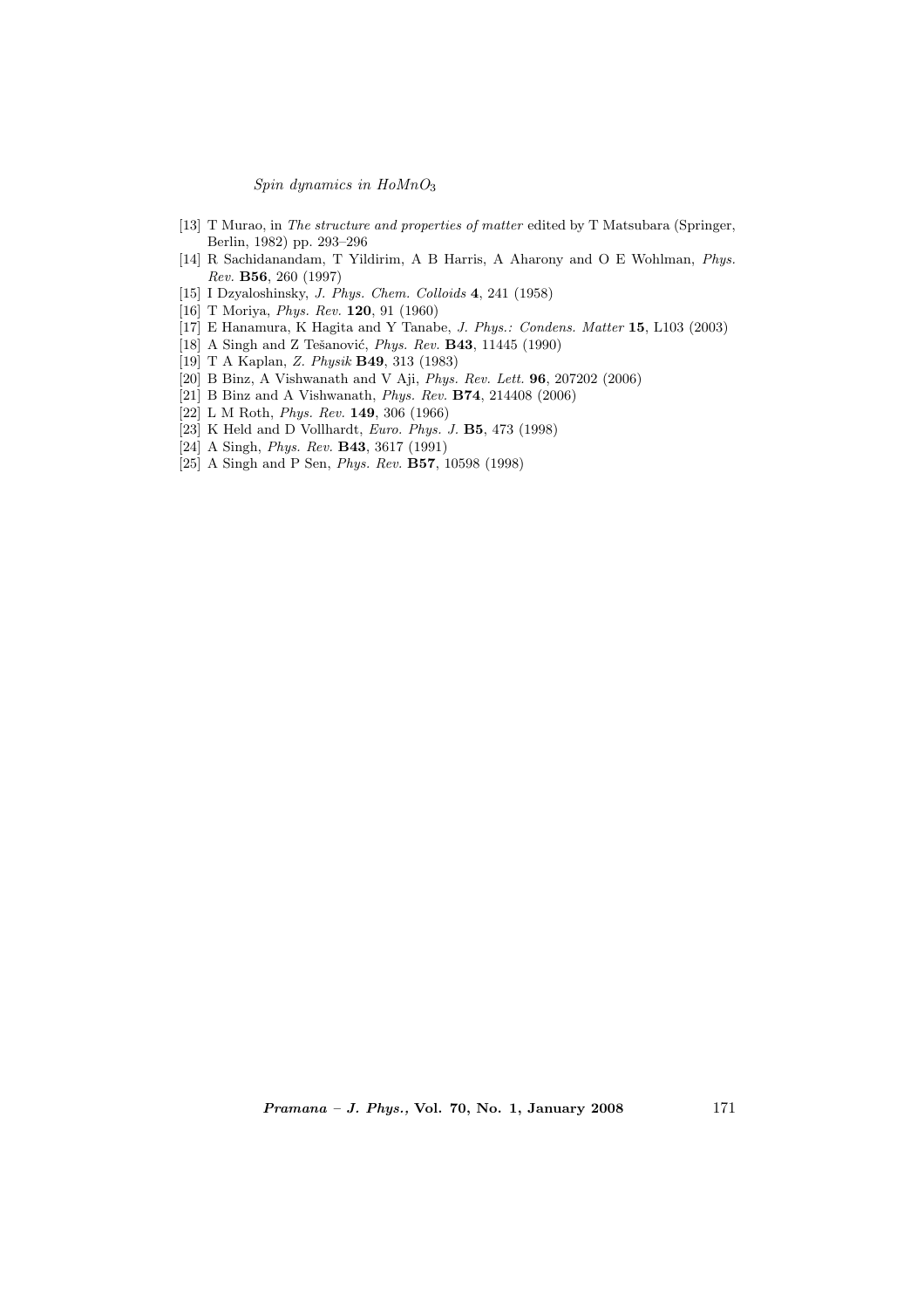[13] T Murao, in *The structure and properties of matter* edited by T Matsubara (Springer, Berlin, 1982) pp. 293–296

[14] R Sachidanandam, T Yildirim, A B Harris, A Aharony and O E Wohlman, *Phys. Rev.* **B56**, 260 (1997)

[15] I Dzyaloshinsky, *J. Phys. Chem. Colloids* **4**, 241 (1958)

[16] T Moriya, *Phys. Rev.* **120**, 91 (1960)

[17] E Hanamura, K Hagita and Y Tanabe, *J. Phys.: Condens. Matter* **15**, L103 (2003)

[18] A Singh and Z Tešanović, *Phys. Rev.* **B43**, 11445 (1990)

[19] T A Kaplan, *Z. Physik* **B49**, 313 (1983)

[20] B Binz, A Vishwanath and V Aji, *Phys. Rev. Lett.* **96**, 207202 (2006)

[21] B Binz and A Vishwanath, *Phys. Rev.* **B74**, 214408 (2006)

[22] L M Roth, *Phys. Rev.* **149**, 306 (1966)

[23] K Held and D Vollhardt, *Euro. Phys. J.* **B5**, 473 (1998)

[24] A Singh, *Phys. Rev.* **B43**, 3617 (1991)

[25] A Singh and P Sen, *Phys. Rev.* **B57**, 10598 (1998)